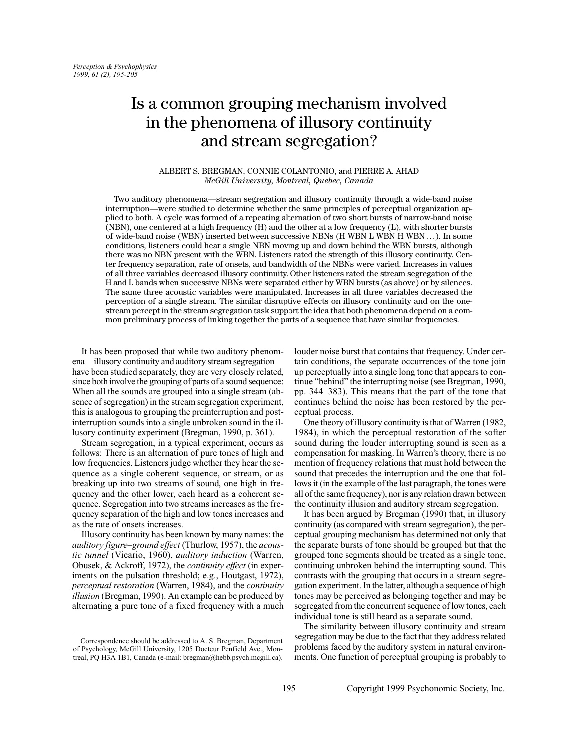# Is a common grouping mechanism involved in the phenomena of illusory continuity and stream segregation?

ALBERT S. BREGMAN, CONNIE COLANTONIO, and PIERRE A. AHAD
*McGill University, Montreal, Quebec, Canada*

Two auditory phenomena—stream segregation and illusory continuity through a wide-band noise interruption—were studied to determine whether the same principles of perceptual organization applied to both. A cycle was formed of a repeating alternation of two short bursts of narrow-band noise (NBN), one centered at a high frequency (H) and the other at a low frequency (L), with shorter bursts of wide-band noise (WBN) inserted between successive NBNs (H WBN L WBN H WBN . . .). In some conditions, listeners could hear a single NBN moving up and down behind the WBN bursts, although there was no NBN present with the WBN. Listeners rated the strength of this illusory continuity. Center frequency separation, rate of onsets, and bandwidth of the NBNs were varied. Increases in values of all three variables decreased illusory continuity. Other listeners rated the stream segregation of the H and L bands when successive NBNs were separated either by WBN bursts (as above) or by silences. The same three acoustic variables were manipulated. Increases in all three variables decreased the perception of a single stream. The similar disruptive effects on illusory continuity and on the one-stream percept in the stream segregation task support the idea that both phenomena depend on a common preliminary process of linking together the parts of a sequence that have similar frequencies.

It has been proposed that while two auditory phenomena—illusory continuity and auditory stream segregation—have been studied separately, they are very closely related, since both involve the grouping of parts of a sound sequence: When all the sounds are grouped into a single stream (absence of segregation) in the stream segregation experiment, this is analogous to grouping the preinterruption and postinterruption sounds into a single unbroken sound in the illusory continuity experiment (Bregman, 1990, p. 361).

Stream segregation, in a typical experiment, occurs as follows: There is an alternation of pure tones of high and low frequencies. Listeners judge whether they hear the sequence as a single coherent sequence, or stream, or as breaking up into two streams of sound, one high in frequency and the other lower, each heard as a coherent sequence. Segregation into two streams increases as the frequency separation of the high and low tones increases and as the rate of onsets increases.

Illusory continuity has been known by many names: the *auditory figure–ground effect* (Thurlow, 1957), the *acoustic tunnel* (Vicario, 1960), *auditory induction* (Warren, Obusek, & Ackroff, 1972), the *continuity effect* (in experiments on the pulsation threshold; e.g., Houtgast, 1972), *perceptual restoration* (Warren, 1984), and the *continuity illusion* (Bregman, 1990). An example can be produced by alternating a pure tone of a fixed frequency with a much louder noise burst that contains that frequency. Under certain conditions, the separate occurrences of the tone join up perceptually into a single long tone that appears to continue "behind" the interrupting noise (see Bregman, 1990, pp. 344–383). This means that the part of the tone that continues behind the noise has been restored by the perceptual process.

One theory of illusory continuity is that of Warren (1982, 1984), in which the perceptual restoration of the softer sound during the louder interrupting sound is seen as a compensation for masking. In Warren's theory, there is no mention of frequency relations that must hold between the sound that precedes the interruption and the one that follows it (in the example of the last paragraph, the tones were all of the same frequency), nor is any relation drawn between the continuity illusion and auditory stream segregation.

It has been argued by Bregman (1990) that, in illusory continuity (as compared with stream segregation), the perceptual grouping mechanism has determined not only that the separate bursts of tone should be grouped but that the grouped tone segments should be treated as a single tone, continuing unbroken behind the interrupting sound. This contrasts with the grouping that occurs in a stream segregation experiment. In the latter, although a sequence of high tones may be perceived as belonging together and may be segregated from the concurrent sequence of low tones, each individual tone is still heard as a separate sound.

The similarity between illusory continuity and stream segregation may be due to the fact that they address related problems faced by the auditory system in natural environments. One function of perceptual grouping is probably to

Correspondence should be addressed to A. S. Bregman, Department of Psychology, McGill University, 1205 Docteur Penfield Ave., Montreal, PQ H3A 1B1, Canada (e-mail: bregman@hebb.psych.mcgill.ca).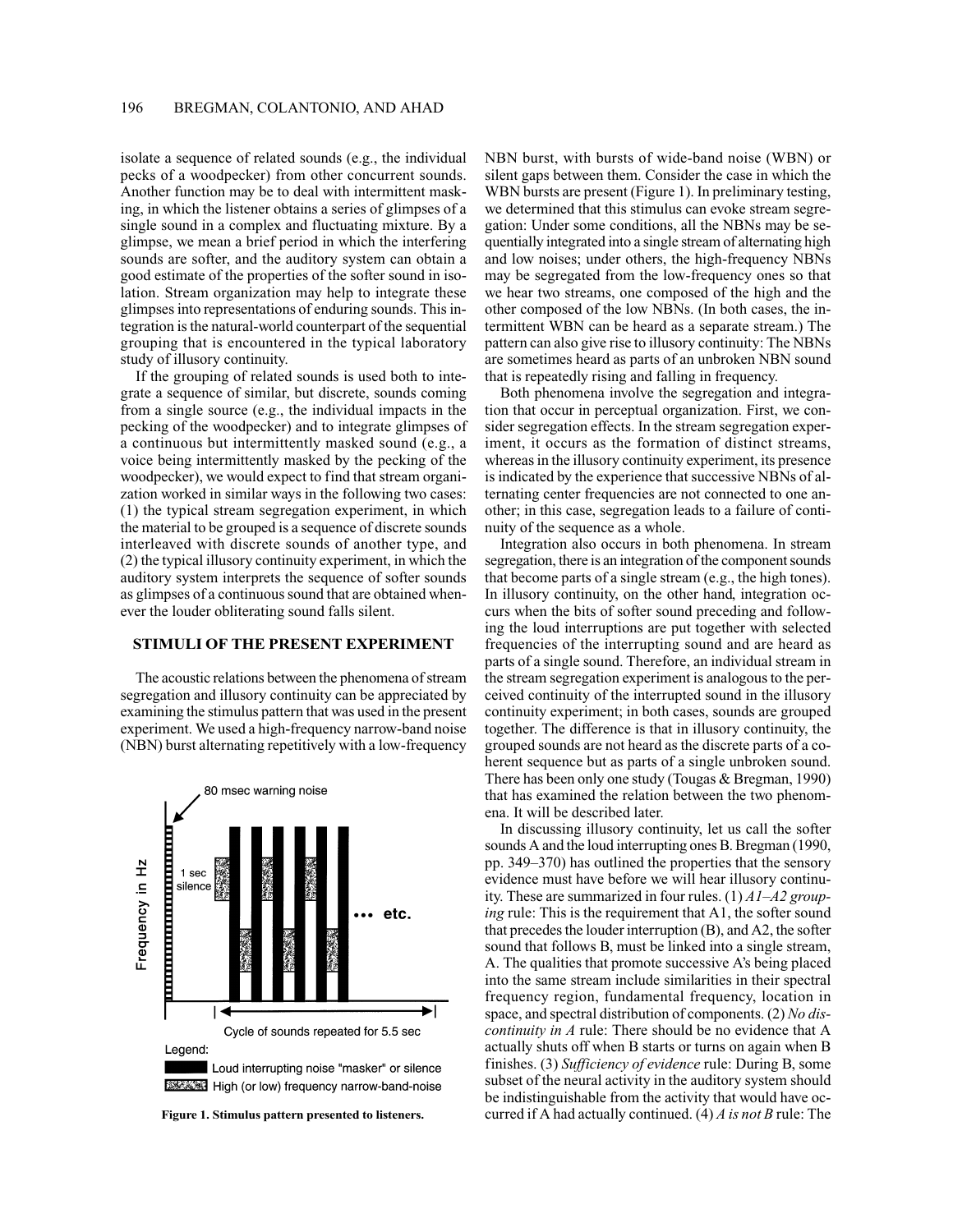isolate a sequence of related sounds (e.g., the individual pecks of a woodpecker) from other concurrent sounds. Another function may be to deal with intermittent masking, in which the listener obtains a series of glimpses of a single sound in a complex and fluctuating mixture. By a glimpse, we mean a brief period in which the interfering sounds are softer, and the auditory system can obtain a good estimate of the properties of the softer sound in isolation. Stream organization may help to integrate these glimpses into representations of enduring sounds. This integration is the natural-world counterpart of the sequential grouping that is encountered in the typical laboratory study of illusory continuity.

If the grouping of related sounds is used both to integrate a sequence of similar, but discrete, sounds coming from a single source (e.g., the individual impacts in the pecking of the woodpecker) and to integrate glimpses of a continuous but intermittently masked sound (e.g., a voice being intermittently masked by the pecking of the woodpecker), we would expect to find that stream organization worked in similar ways in the following two cases: (1) the typical stream segregation experiment, in which the material to be grouped is a sequence of discrete sounds interleaved with discrete sounds of another type, and (2) the typical illusory continuity experiment, in which the auditory system interprets the sequence of softer sounds as glimpses of a continuous sound that are obtained whenever the louder obliterating sound falls silent.

## STIMULI OF THE PRESENT EXPERIMENT

The acoustic relations between the phenomena of stream segregation and illusory continuity can be appreciated by examining the stimulus pattern that was used in the present experiment. We used a high-frequency narrow-band noise (NBN) burst alternating repetitively with a low-frequency NBN burst, with bursts of wide-band noise (WBN) or silent gaps between them. Consider the case in which the WBN bursts are present (Figure 1). In preliminary testing, we determined that this stimulus can evoke stream segregation: Under some conditions, all the NBNs may be sequentially integrated into a single stream of alternating high and low noises; under others, the high-frequency NBNs may be segregated from the low-frequency ones so that we hear two streams, one composed of the high and the other composed of the low NBNs. (In both cases, the intermittent WBN can be heard as a separate stream.) The pattern can also give rise to illusory continuity: The NBNs are sometimes heard as parts of an unbroken NBN sound that is repeatedly rising and falling in frequency.

80 msec warning noise

1 sec silence

Frequency in Hz

••• etc.

Cycle of sounds repeated for 5.5 sec

Legend:

Loud interrupting noise "masker" or silence

High (or low) frequency narrow-band-noise

**Figure 1. Stimulus pattern presented to listeners.**

Both phenomena involve the segregation and integration that occur in perceptual organization. First, we consider segregation effects. In the stream segregation experiment, it occurs as the formation of distinct streams, whereas in the illusory continuity experiment, its presence is indicated by the experience that successive NBNs of alternating center frequencies are not connected to one another; in this case, segregation leads to a failure of continuity of the sequence as a whole.

Integration also occurs in both phenomena. In stream segregation, there is an integration of the component sounds that become parts of a single stream (e.g., the high tones). In illusory continuity, on the other hand, integration occurs when the bits of softer sound preceding and following the loud interruptions are put together with selected frequencies of the interrupting sound and are heard as parts of a single sound. Therefore, an individual stream in the stream segregation experiment is analogous to the perceived continuity of the interrupted sound in the illusory continuity experiment; in both cases, sounds are grouped together. The difference is that in illusory continuity, the grouped sounds are not heard as the discrete parts of a coherent sequence but as parts of a single unbroken sound. There has been only one study (Tougas & Bregman, 1990) that has examined the relation between the two phenomena. It will be described later.

In discussing illusory continuity, let us call the softer sounds A and the loud interrupting ones B. Bregman (1990, pp. 349–370) has outlined the properties that the sensory evidence must have before we will hear illusory continuity. These are summarized in four rules. (1) *A1–A2 grouping* rule: This is the requirement that A1, the softer sound that precedes the louder interruption (B), and A2, the softer sound that follows B, must be linked into a single stream, A. The qualities that promote successive A's being placed into the same stream include similarities in their spectral frequency region, fundamental frequency, location in space, and spectral distribution of components. (2) *No discontinuity in A* rule: There should be no evidence that A actually shuts off when B starts or turns on again when B finishes. (3) *Sufficiency of evidence* rule: During B, some subset of the neural activity in the auditory system should be indistinguishable from the activity that would have occurred if A had actually continued. (4) *A is not B* rule: The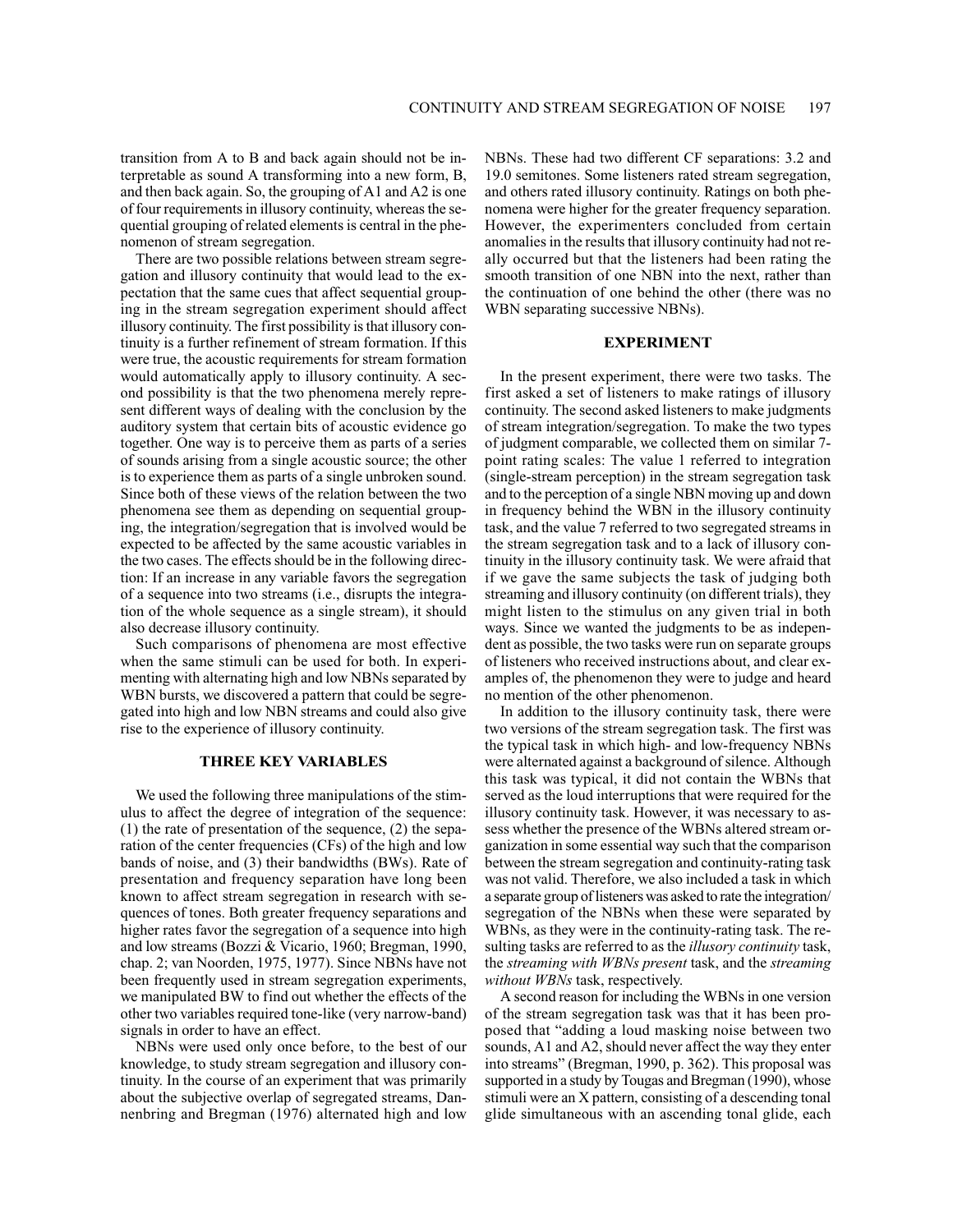transition from A to B and back again should not be interpretable as sound A transforming into a new form, B, and then back again. So, the grouping of A1 and A2 is one of four requirements in illusory continuity, whereas the sequential grouping of related elements is central in the phenomenon of stream segregation.

There are two possible relations between stream segregation and illusory continuity that would lead to the expectation that the same cues that affect sequential grouping in the stream segregation experiment should affect illusory continuity. The first possibility is that illusory continuity is a further refinement of stream formation. If this were true, the acoustic requirements for stream formation would automatically apply to illusory continuity. A second possibility is that the two phenomena merely represent different ways of dealing with the conclusion by the auditory system that certain bits of acoustic evidence go together. One way is to perceive them as parts of a series of sounds arising from a single acoustic source; the other is to experience them as parts of a single unbroken sound. Since both of these views of the relation between the two phenomena see them as depending on sequential grouping, the integration/segregation that is involved would be expected to be affected by the same acoustic variables in the two cases. The effects should be in the following direction: If an increase in any variable favors the segregation of a sequence into two streams (i.e., disrupts the integration of the whole sequence as a single stream), it should also decrease illusory continuity.

Such comparisons of phenomena are most effective when the same stimuli can be used for both. In experimenting with alternating high and low NBNs separated by WBN bursts, we discovered a pattern that could be segregated into high and low NBN streams and could also give rise to the experience of illusory continuity.

## THREE KEY VARIABLES

We used the following three manipulations of the stimulus to affect the degree of integration of the sequence: (1) the rate of presentation of the sequence, (2) the separation of the center frequencies (CFs) of the high and low bands of noise, and (3) their bandwidths (BWs). Rate of presentation and frequency separation have long been known to affect stream segregation in research with sequences of tones. Both greater frequency separations and higher rates favor the segregation of a sequence into high and low streams (Bozzi & Vicario, 1960; Bregman, 1990, chap. 2; van Noorden, 1975, 1977). Since NBNs have not been frequently used in stream segregation experiments, we manipulated BW to find out whether the effects of the other two variables required tone-like (very narrow-band) signals in order to have an effect.

NBNs were used only once before, to the best of our knowledge, to study stream segregation and illusory continuity. In the course of an experiment that was primarily about the subjective overlap of segregated streams, Dannenbring and Bregman (1976) alternated high and low NBNs. These had two different CF separations: 3.2 and 19.0 semitones. Some listeners rated stream segregation, and others rated illusory continuity. Ratings on both phenomena were higher for the greater frequency separation. However, the experimenters concluded from certain anomalies in the results that illusory continuity had not really occurred but that the listeners had been rating the smooth transition of one NBN into the next, rather than the continuation of one behind the other (there was no WBN separating successive NBNs).

## EXPERIMENT

In the present experiment, there were two tasks. The first asked a set of listeners to make ratings of illusory continuity. The second asked listeners to make judgments of stream integration/segregation. To make the two types of judgment comparable, we collected them on similar 7-point rating scales: The value 1 referred to integration (single-stream perception) in the stream segregation task and to the perception of a single NBN moving up and down in frequency behind the WBN in the illusory continuity task, and the value 7 referred to two segregated streams in the stream segregation task and to a lack of illusory continuity in the illusory continuity task. We were afraid that if we gave the same subjects the task of judging both streaming and illusory continuity (on different trials), they might listen to the stimulus on any given trial in both ways. Since we wanted the judgments to be as independent as possible, the two tasks were run on separate groups of listeners who received instructions about, and clear examples of, the phenomenon they were to judge and heard no mention of the other phenomenon.

In addition to the illusory continuity task, there were two versions of the stream segregation task. The first was the typical task in which high- and low-frequency NBNs were alternated against a background of silence. Although this task was typical, it did not contain the WBNs that served as the loud interruptions that were required for the illusory continuity task. However, it was necessary to assess whether the presence of the WBNs altered stream organization in some essential way such that the comparison between the stream segregation and continuity-rating task was not valid. Therefore, we also included a task in which a separate group of listeners was asked to rate the integration/segregation of the NBNs when these were separated by WBNs, as they were in the continuity-rating task. The resulting tasks are referred to as the *illusory continuity* task, the *streaming with WBNs present* task, and the *streaming without WBNs* task, respectively.

A second reason for including the WBNs in one version of the stream segregation task was that it has been proposed that "adding a loud masking noise between two sounds, A1 and A2, should never affect the way they enter into streams" (Bregman, 1990, p. 362). This proposal was supported in a study by Tougas and Bregman (1990), whose stimuli were an X pattern, consisting of a descending tonal glide simultaneous with an ascending tonal glide, each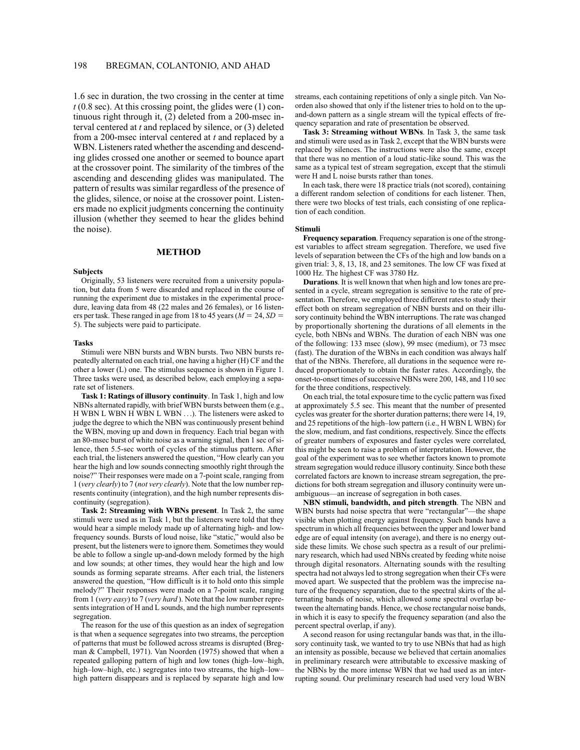1.6 sec in duration, the two crossing in the center at time *t* (0.8 sec). At this crossing point, the glides were (1) continuous right through it, (2) deleted from a 200-msec interval centered at *t* and replaced by silence, or (3) deleted from a 200-msec interval centered at *t* and replaced by a WBN. Listeners rated whether the ascending and descending glides crossed one another or seemed to bounce apart at the crossover point. The similarity of the timbres of the ascending and descending glides was manipulated. The pattern of results was similar regardless of the presence of the glides, silence, or noise at the crossover point. Listeners made no explicit judgments concerning the continuity illusion (whether they seemed to hear the glides behind the noise).

## METHOD

### Subjects

Originally, 53 listeners were recruited from a university population, but data from 5 were discarded and replaced in the course of running the experiment due to mistakes in the experimental procedure, leaving data from 48 (22 males and 26 females), or 16 listeners per task. These ranged in age from 18 to 45 years ($M = 24$, $SD = 5$). The subjects were paid to participate.

### Tasks

Stimuli were NBN bursts and WBN bursts. Two NBN bursts repeatedly alternated on each trial, one having a higher (H) CF and the other a lower (L) one. The stimulus sequence is shown in Figure 1. Three tasks were used, as described below, each employing a separate set of listeners.

**Task 1: Ratings of illusory continuity**. In Task 1, high and low NBNs alternated rapidly, with brief WBN bursts between them (e.g., H WBN L WBN H WBN L WBN . . .). The listeners were asked to judge the degree to which the NBN was continuously present behind the WBN, moving up and down in frequency. Each trial began with an 80-msec burst of white noise as a warning signal, then 1 sec of silence, then 5.5-sec worth of cycles of the stimulus pattern. After each trial, the listeners answered the question, "How clearly can you hear the high and low sounds connecting smoothly right through the noise?" Their responses were made on a 7-point scale, ranging from 1 (*very clearly*) to 7 (*not very clearly*). Note that the low number represents continuity (integration), and the high number represents discontinuity (segregation).

**Task 2: Streaming with WBNs present**. In Task 2, the same stimuli were used as in Task 1, but the listeners were told that they would hear a simple melody made up of alternating high- and low-frequency sounds. Bursts of loud noise, like "static," would also be present, but the listeners were to ignore them. Sometimes they would be able to follow a single up-and-down melody formed by the high and low sounds; at other times, they would hear the high and low sounds as forming separate streams. After each trial, the listeners answered the question, "How difficult is it to hold onto this simple melody?" Their responses were made on a 7-point scale, ranging from 1 (*very easy*) to 7 (*very hard*). Note that the low number represents integration of H and L sounds, and the high number represents segregation.

The reason for the use of this question as an index of segregation is that when a sequence segregates into two streams, the perception of patterns that must be followed across streams is disrupted (Bregman & Campbell, 1971). Van Noorden (1975) showed that when a repeated galloping pattern of high and low tones (high–low–high, high–low–high, etc.) segregates into two streams, the high–low–high pattern disappears and is replaced by separate high and low streams, each containing repetitions of only a single pitch. Van Noorden also showed that only if the listener tries to hold on to the up-and-down pattern as a single stream will the typical effects of frequency separation and rate of presentation be observed.

**Task 3: Streaming without WBNs**. In Task 3, the same task and stimuli were used as in Task 2, except that the WBN bursts were replaced by silences. The instructions were also the same, except that there was no mention of a loud static-like sound. This was the same as a typical test of stream segregation, except that the stimuli were H and L noise bursts rather than tones.

In each task, there were 18 practice trials (not scored), containing a different random selection of conditions for each listener. Then, there were two blocks of test trials, each consisting of one replication of each condition.

### Stimuli

**Frequency separation**. Frequency separation is one of the strongest variables to affect stream segregation. Therefore, we used five levels of separation between the CFs of the high and low bands on a given trial: 3, 8, 13, 18, and 23 semitones. The low CF was fixed at 1000 Hz. The highest CF was 3780 Hz.

**Durations**. It is well known that when high and low tones are presented in a cycle, stream segregation is sensitive to the rate of presentation. Therefore, we employed three different rates to study their effect both on stream segregation of NBN bursts and on their illusory continuity behind the WBN interruptions. The rate was changed by proportionally shortening the durations of all elements in the cycle, both NBNs and WBNs. The duration of each NBN was one of the following: 133 msec (slow), 99 msec (medium), or 73 msec (fast). The duration of the WBNs in each condition was always half that of the NBNs. Therefore, all durations in the sequence were reduced proportionately to obtain the faster rates. Accordingly, the onset-to-onset times of successive NBNs were 200, 148, and 110 sec for the three conditions, respectively.

On each trial, the total exposure time to the cyclic pattern was fixed at approximately 5.5 sec. This meant that the number of presented cycles was greater for the shorter duration patterns; there were 14, 19, and 25 repetitions of the high–low pattern (i.e., H WBN L WBN) for the slow, medium, and fast conditions, respectively. Since the effects of greater numbers of exposures and faster cycles were correlated, this might be seen to raise a problem of interpretation. However, the goal of the experiment was to see whether factors known to promote stream segregation would reduce illusory continuity. Since both these correlated factors are known to increase stream segregation, the predictions for both stream segregation and illusory continuity were unambiguous—an increase of segregation in both cases.

**NBN stimuli, bandwidth, and pitch strength**. The NBN and WBN bursts had noise spectra that were "rectangular"—the shape visible when plotting energy against frequency. Such bands have a spectrum in which all frequencies between the upper and lower band edge are of equal intensity (on average), and there is no energy outside these limits. We chose such spectra as a result of our preliminary research, which had used NBNs created by feeding white noise through digital resonators. Alternating sounds with the resulting spectra had not always led to strong segregation when their CFs were moved apart. We suspected that the problem was the imprecise nature of the frequency separation, due to the spectral skirts of the alternating bands of noise, which allowed some spectral overlap between the alternating bands. Hence, we chose rectangular noise bands, in which it is easy to specify the frequency separation (and also the percent spectral overlap, if any).

A second reason for using rectangular bands was that, in the illusory continuity task, we wanted to try to use NBNs that had as high an intensity as possible, because we believed that certain anomalies in preliminary research were attributable to excessive masking of the NBNs by the more intense WBN that we had used as an interrupting sound. Our preliminary research had used very loud WBN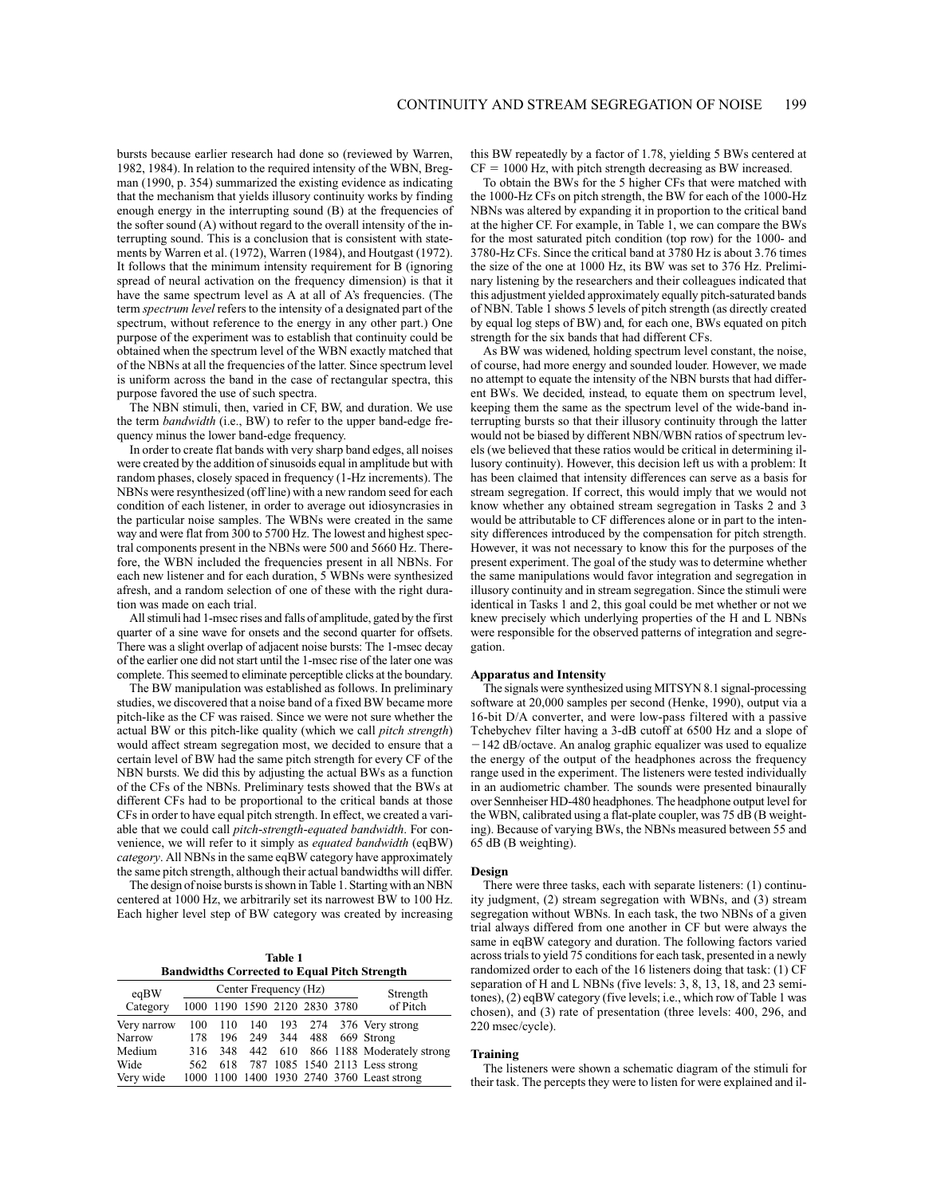bursts because earlier research had done so (reviewed by Warren, 1982, 1984). In relation to the required intensity of the WBN, Bregman (1990, p. 354) summarized the existing evidence as indicating that the mechanism that yields illusory continuity works by finding enough energy in the interrupting sound (B) at the frequencies of the softer sound (A) without regard to the overall intensity of the interrupting sound. This is a conclusion that is consistent with statements by Warren et al. (1972), Warren (1984), and Houtgast (1972). It follows that the minimum intensity requirement for B (ignoring spread of neural activation on the frequency dimension) is that it have the same spectrum level as A at all of A's frequencies. (The term *spectrum level* refers to the intensity of a designated part of the spectrum, without reference to the energy in any other part.) One purpose of the experiment was to establish that continuity could be obtained when the spectrum level of the WBN exactly matched that of the NBNs at all the frequencies of the latter. Since spectrum level is uniform across the band in the case of rectangular spectra, this purpose favored the use of such spectra.

The NBN stimuli, then, varied in CF, BW, and duration. We use the term *bandwidth* (i.e., BW) to refer to the upper band-edge frequency minus the lower band-edge frequency.

In order to create flat bands with very sharp band edges, all noises were created by the addition of sinusoids equal in amplitude but with random phases, closely spaced in frequency (1-Hz increments). The NBNs were resynthesized (off line) with a new random seed for each condition of each listener, in order to average out idiosyncracies in the particular noise samples. The WBNs were created in the same way and were flat from 300 to 5700 Hz. The lowest and highest spectral components present in the NBNs were 500 and 5660 Hz. Therefore, the WBN included the frequencies present in all NBNs. For each new listener and for each duration, 5 WBNs were synthesized afresh, and a random selection of one of these with the right duration was made on each trial.

All stimuli had 1-msec rises and falls of amplitude, gated by the first quarter of a sine wave for onsets and the second quarter for offsets. There was a slight overlap of adjacent noise bursts: The 1-msec decay of the earlier one did not start until the 1-msec rise of the later one was complete. This seemed to eliminate perceptible clicks at the boundary.

The BW manipulation was established as follows. In preliminary studies, we discovered that a noise band of a fixed BW became more pitch-like as the CF was raised. Since we were not sure whether the actual BW or this pitch-like quality (which we call *pitch strength*) would affect stream segregation most, we decided to ensure that a certain level of BW had the same pitch strength for every CF of the NBN bursts. We did this by adjusting the actual BWs as a function of the CFs of the NBNs. Preliminary tests showed that the BWs at different CFs had to be proportional to the critical bands at those CFs in order to have equal pitch strength. In effect, we created a variable that we could call *pitch-strength-equated bandwidth*. For convenience, we will refer to it simply as *equated bandwidth* (eqBW) *category*. All NBNs in the same eqBW category have approximately the same pitch strength, although their actual bandwidths will differ.

The design of noise bursts is shown in Table 1. Starting with an NBN centered at 1000 Hz, we arbitrarily set its narrowest BW to 100 Hz. Each higher level step of BW category was created by increasing this BW repeatedly by a factor of 1.78, yielding 5 BWs centered at CF = 1000 Hz, with pitch strength decreasing as BW increased.

To obtain the BWs for the 5 higher CFs that were matched with the 1000-Hz CFs on pitch strength, the BW for each of the 1000-Hz NBNs was altered by expanding it in proportion to the critical band at the higher CF. For example, in Table 1, we can compare the BWs for the most saturated pitch condition (top row) for the 1000- and 3780-Hz CFs. Since the critical band at 3780 Hz is about 3.76 times the size of the one at 1000 Hz, its BW was set to 376 Hz. Preliminary listening by the researchers and their colleagues indicated that this adjustment yielded approximately equally pitch-saturated bands of NBN. Table 1 shows 5 levels of pitch strength (as directly created by equal log steps of BW) and, for each one, BWs equated on pitch strength for the six bands that had different CFs.

**Table 1**
**Bandwidths Corrected to Equal Pitch Strength**

| eqBW Category | Center Frequency (Hz) | | | | | | Strength of Pitch |
|---|---|---|---|---|---|---|---|
| | 1000 | 1190 | 1590 | 2120 | 2830 | 3780 | |
| Very narrow | 100 | 110 | 140 | 193 | 274 | 376 | Very strong |
| Narrow | 178 | 196 | 249 | 344 | 488 | 669 | Strong |
| Medium | 316 | 348 | 442 | 610 | 866 | 1188 | Moderately strong |
| Wide | 562 | 618 | 787 | 1085 | 1540 | 2113 | Less strong |
| Very wide | 1000 | 1100 | 1400 | 1930 | 2740 | 3760 | Least strong |

As BW was widened, holding spectrum level constant, the noise, of course, had more energy and sounded louder. However, we made no attempt to equate the intensity of the NBN bursts that had different BWs. We decided, instead, to equate them on spectrum level, keeping them the same as the spectrum level of the wide-band interrupting bursts so that their illusory continuity through the latter would not be biased by different NBN/WBN ratios of spectrum levels (we believed that these ratios would be critical in determining illusory continuity). However, this decision left us with a problem: It has been claimed that intensity differences can serve as a basis for stream segregation. If correct, this would imply that we would not know whether any obtained stream segregation in Tasks 2 and 3 would be attributable to CF differences alone or in part to the intensity differences introduced by the compensation for pitch strength. However, it was not necessary to know this for the purposes of the present experiment. The goal of the study was to determine whether the same manipulations would favor integration and segregation in illusory continuity and in stream segregation. Since the stimuli were identical in Tasks 1 and 2, this goal could be met whether or not we knew precisely which underlying properties of the H and L NBNs were responsible for the observed patterns of integration and segregation.

### Apparatus and Intensity

The signals were synthesized using MITSYN 8.1 signal-processing software at 20,000 samples per second (Henke, 1990), output via a 16-bit D/A converter, and were low-pass filtered with a passive Tchebychev filter having a 3-dB cutoff at 6500 Hz and a slope of −142 dB/octave. An analog graphic equalizer was used to equalize the energy of the output of the headphones across the frequency range used in the experiment. The listeners were tested individually in an audiometric chamber. The sounds were presented binaurally over Sennheiser HD-480 headphones. The headphone output level for the WBN, calibrated using a flat-plate coupler, was 75 dB (B weighting). Because of varying BWs, the NBNs measured between 55 and 65 dB (B weighting).

### Design

There were three tasks, each with separate listeners: (1) continuity judgment, (2) stream segregation with WBNs, and (3) stream segregation without WBNs. In each task, the two NBNs of a given trial always differed from one another in CF but were always the same in eqBW category and duration. The following factors varied across trials to yield 75 conditions for each task, presented in a newly randomized order to each of the 16 listeners doing that task: (1) CF separation of H and L NBNs (five levels: 3, 8, 13, 18, and 23 semitones), (2) eqBW category (five levels; i.e., which row of Table 1 was chosen), and (3) rate of presentation (three levels: 400, 296, and 220 msec/cycle).

### Training

The listeners were shown a schematic diagram of the stimuli for their task. The percepts they were to listen for were explained and il-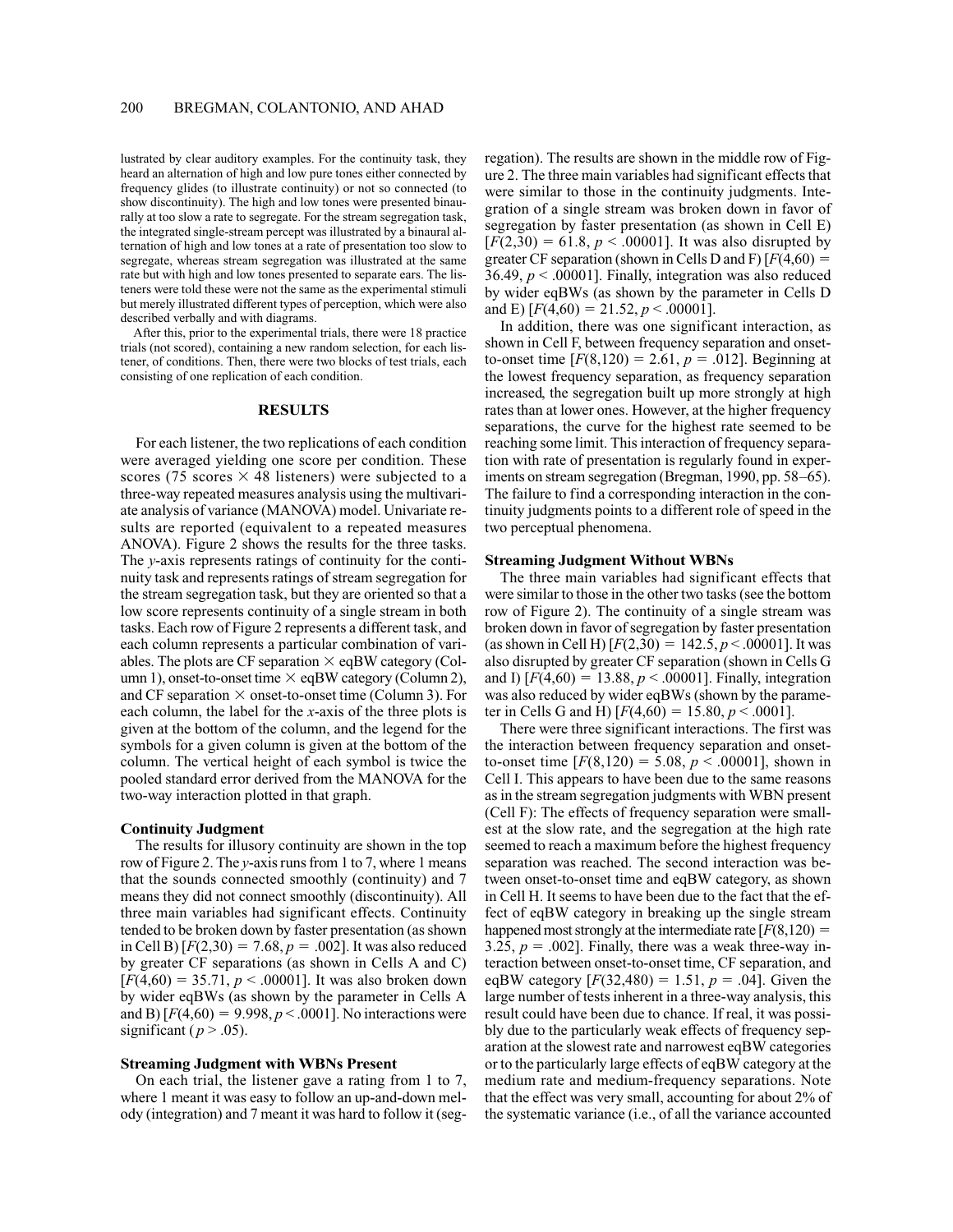lustrated by clear auditory examples. For the continuity task, they heard an alternation of high and low pure tones either connected by frequency glides (to illustrate continuity) or not so connected (to show discontinuity). The high and low tones were presented binaurally at too slow a rate to segregate. For the stream segregation task, the integrated single-stream percept was illustrated by a binaural alternation of high and low tones at a rate of presentation too slow to segregate, whereas stream segregation was illustrated at the same rate but with high and low tones presented to separate ears. The listeners were told these were not the same as the experimental stimuli but merely illustrated different types of perception, which were also described verbally and with diagrams.

After this, prior to the experimental trials, there were 18 practice trials (not scored), containing a new random selection, for each listener, of conditions. Then, there were two blocks of test trials, each consisting of one replication of each condition.

## RESULTS

For each listener, the two replications of each condition were averaged yielding one score per condition. These scores (75 scores × 48 listeners) were subjected to a three-way repeated measures analysis using the multivariate analysis of variance (MANOVA) model. Univariate results are reported (equivalent to a repeated measures ANOVA). Figure 2 shows the results for the three tasks. The *y*-axis represents ratings of continuity for the continuity task and represents ratings of stream segregation for the stream segregation task, but they are oriented so that a low score represents continuity of a single stream in both tasks. Each row of Figure 2 represents a different task, and each column represents a particular combination of variables. The plots are CF separation × eqBW category (Column 1), onset-to-onset time × eqBW category (Column 2), and CF separation × onset-to-onset time (Column 3). For each column, the label for the *x*-axis of the three plots is given at the bottom of the column, and the legend for the symbols for a given column is given at the bottom of the column. The vertical height of each symbol is twice the pooled standard error derived from the MANOVA for the two-way interaction plotted in that graph.

### Continuity Judgment

The results for illusory continuity are shown in the top row of Figure 2. The *y*-axis runs from 1 to 7, where 1 means that the sounds connected smoothly (continuity) and 7 means they did not connect smoothly (discontinuity). All three main variables had significant effects. Continuity tended to be broken down by faster presentation (as shown in Cell B) [$F(2,30) = 7.68$, $p = .002$]. It was also reduced by greater CF separations (as shown in Cells A and C) [$F(4,60) = 35.71$, $p < .00001$]. It was also broken down by wider eqBWs (as shown by the parameter in Cells A and B) [$F(4,60) = 9.998$, $p < .0001$]. No interactions were significant ($p > .05$).

### Streaming Judgment with WBNs Present

On each trial, the listener gave a rating from 1 to 7, where 1 meant it was easy to follow an up-and-down melody (integration) and 7 meant it was hard to follow it (segregation). The results are shown in the middle row of Figure 2. The three main variables had significant effects that were similar to those in the continuity judgments. Integration of a single stream was broken down in favor of segregation by faster presentation (as shown in Cell E) [$F(2,30) = 61.8$, $p < .00001$]. It was also disrupted by greater CF separation (shown in Cells D and F) [$F(4,60) = 36.49$, $p < .00001$]. Finally, integration was also reduced by wider eqBWs (as shown by the parameter in Cells D and E) [$F(4,60) = 21.52$, $p < .00001$].

In addition, there was one significant interaction, as shown in Cell F, between frequency separation and onset-to-onset time [$F(8,120) = 2.61$, $p = .012$]. Beginning at the lowest frequency separation, as frequency separation increased, the segregation built up more strongly at high rates than at lower ones. However, at the higher frequency separations, the curve for the highest rate seemed to be reaching some limit. This interaction of frequency separation with rate of presentation is regularly found in experiments on stream segregation (Bregman, 1990, pp. 58–65). The failure to find a corresponding interaction in the continuity judgments points to a different role of speed in the two perceptual phenomena.

### Streaming Judgment Without WBNs

The three main variables had significant effects that were similar to those in the other two tasks (see the bottom row of Figure 2). The continuity of a single stream was broken down in favor of segregation by faster presentation (as shown in Cell H) [$F(2,30) = 142.5$, $p < .00001$]. It was also disrupted by greater CF separation (shown in Cells G and I) [$F(4,60) = 13.88$, $p < .00001$]. Finally, integration was also reduced by wider eqBWs (shown by the parameter in Cells G and H) [$F(4,60) = 15.80$, $p < .0001$].

There were three significant interactions. The first was the interaction between frequency separation and onset-to-onset time [$F(8,120) = 5.08$, $p < .00001$], shown in Cell I. This appears to have been due to the same reasons as in the stream segregation judgments with WBN present (Cell F): The effects of frequency separation were smallest at the slow rate, and the segregation at the high rate seemed to reach a maximum before the highest frequency separation was reached. The second interaction was between onset-to-onset time and eqBW category, as shown in Cell H. It seems to have been due to the fact that the effect of eqBW category in breaking up the single stream happened most strongly at the intermediate rate [$F(8,120) = 3.25$, $p = .002$]. Finally, there was a weak three-way interaction between onset-to-onset time, CF separation, and eqBW category [$F(32,480) = 1.51$, $p = .04$]. Given the large number of tests inherent in a three-way analysis, this result could have been due to chance. If real, it was possibly due to the particularly weak effects of frequency separation at the slowest rate and narrowest eqBW categories or to the particularly large effects of eqBW category at the medium rate and medium-frequency separations. Note that the effect was very small, accounting for about 2% of the systematic variance (i.e., of all the variance accounted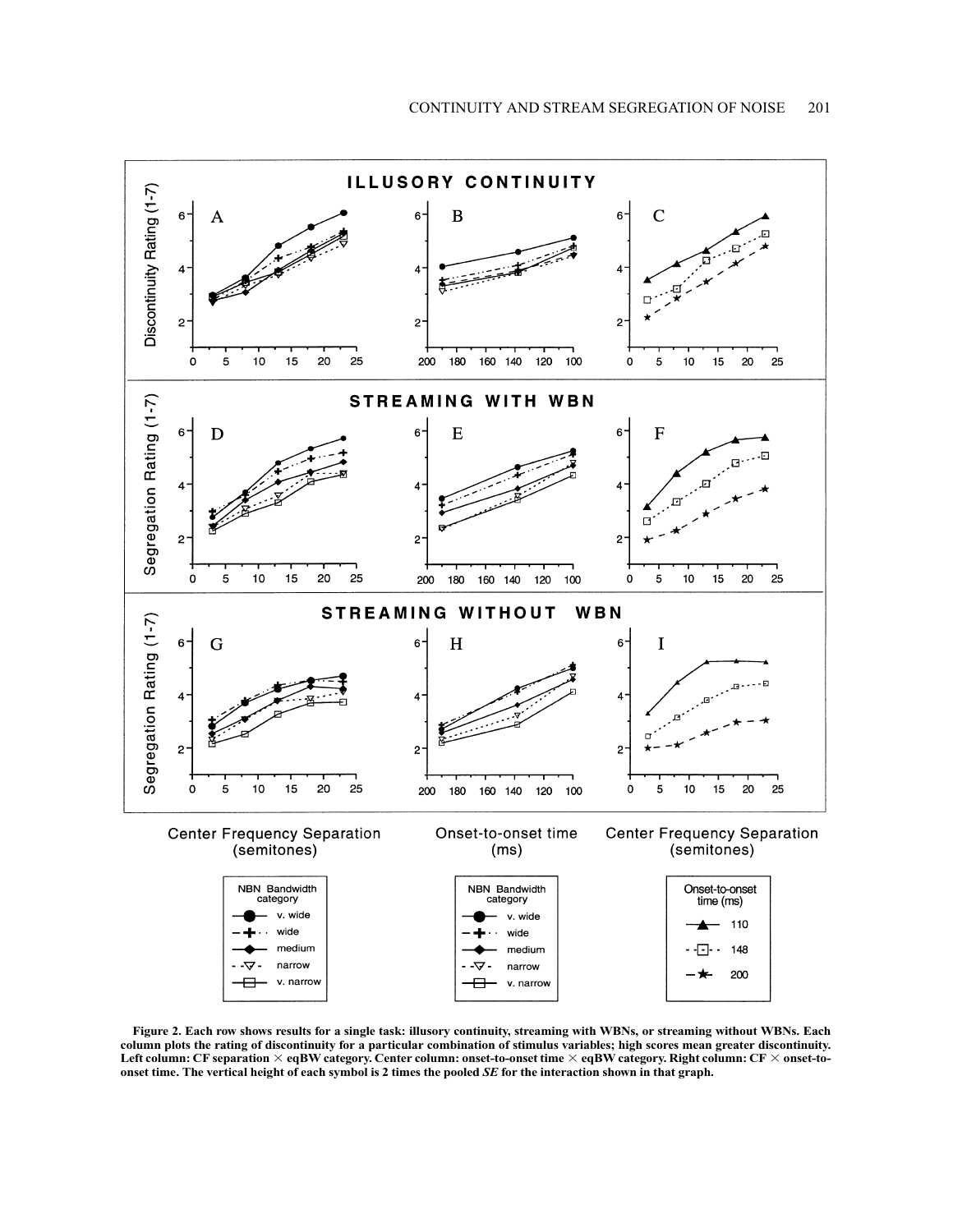Figure 2. Each row shows results for a single task: illusory continuity, streaming with WBNs, or streaming without WBNs. Each column plots the rating of discontinuity for a particular combination of stimulus variables; high scores mean greater discontinuity. Left column: CF separation × eqBW category. Center column: onset-to-onset time × eqBW category. Right column: CF × onset-to-onset time. The vertical height of each symbol is 2 times the pooled *SE* for the interaction shown in that graph.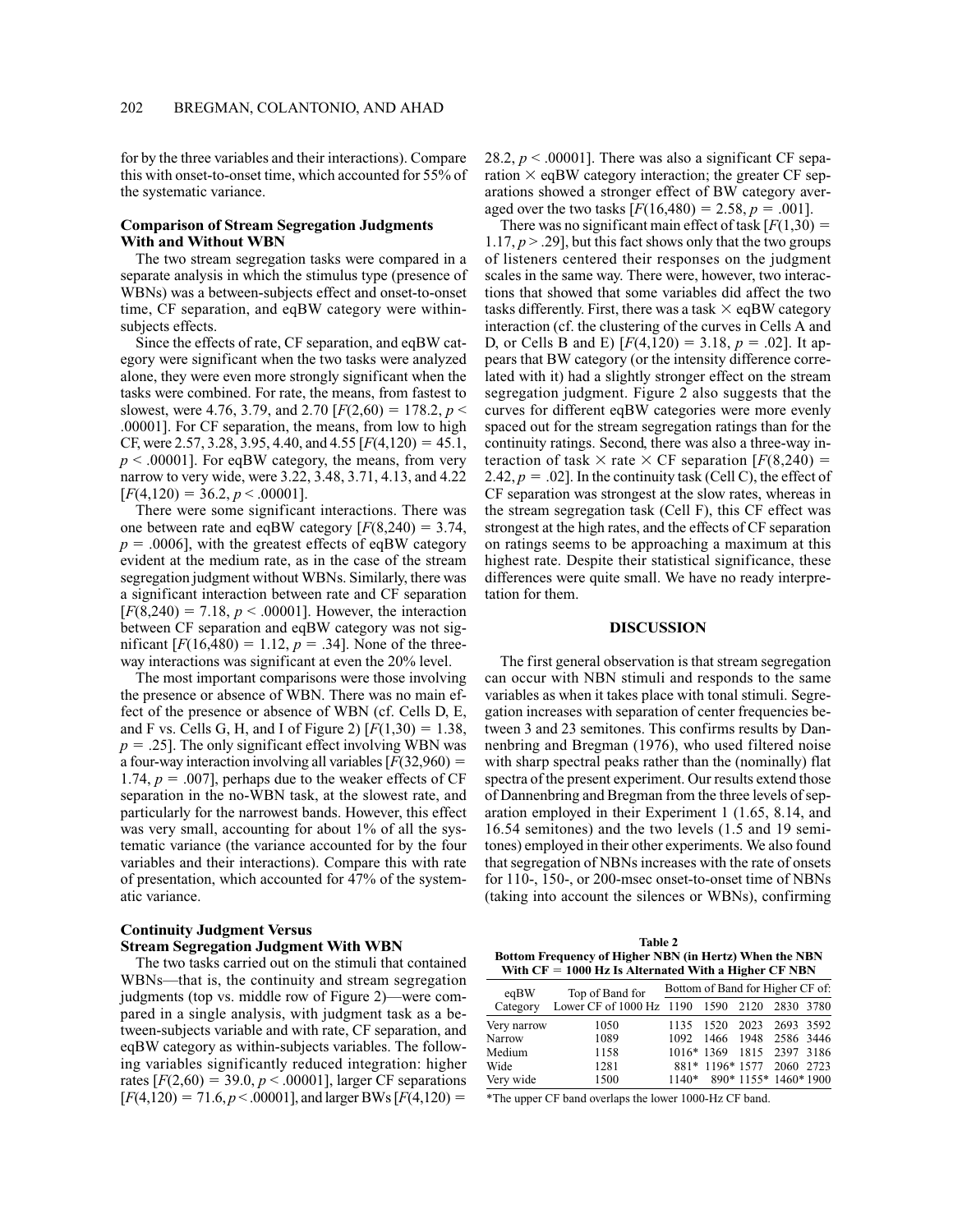for by the three variables and their interactions). Compare this with onset-to-onset time, which accounted for 55% of the systematic variance.

### Comparison of Stream Segregation Judgments With and Without WBN

The two stream segregation tasks were compared in a separate analysis in which the stimulus type (presence of WBNs) was a between-subjects effect and onset-to-onset time, CF separation, and eqBW category were within-subjects effects.

Since the effects of rate, CF separation, and eqBW category were significant when the two tasks were analyzed alone, they were even more strongly significant when the tasks were combined. For rate, the means, from fastest to slowest, were 4.76, 3.79, and 2.70 [$F(2,60) = 178.2$, $p < .00001$]. For CF separation, the means, from low to high CF, were 2.57, 3.28, 3.95, 4.40, and 4.55 [$F(4,120) = 45.1$, $p < .00001$]. For eqBW category, the means, from very narrow to very wide, were 3.22, 3.48, 3.71, 4.13, and 4.22 [$F(4,120) = 36.2$, $p < .00001$].

There were some significant interactions. There was one between rate and eqBW category [$F(8,240) = 3.74$, $p = .0006$], with the greatest effects of eqBW category evident at the medium rate, as in the case of the stream segregation judgment without WBNs. Similarly, there was a significant interaction between rate and CF separation [$F(8,240) = 7.18$, $p < .00001$]. However, the interaction between CF separation and eqBW category was not significant [$F(16,480) = 1.12$, $p = .34$]. None of the three-way interactions was significant at even the 20% level.

The most important comparisons were those involving the presence or absence of WBN. There was no main effect of the presence or absence of WBN (cf. Cells D, E, and F vs. Cells G, H, and I of Figure 2) [$F(1,30) = 1.38$, $p = .25$]. The only significant effect involving WBN was a four-way interaction involving all variables [$F(32,960) = 1.74$, $p = .007$], perhaps due to the weaker effects of CF separation in the no-WBN task, at the slowest rate, and particularly for the narrowest bands. However, this effect was very small, accounting for about 1% of all the systematic variance (the variance accounted for by the four variables and their interactions). Compare this with rate of presentation, which accounted for 47% of the systematic variance.

### Continuity Judgment Versus Stream Segregation Judgment With WBN

The two tasks carried out on the stimuli that contained WBNs—that is, the continuity and stream segregation judgments (top vs. middle row of Figure 2)—were compared in a single analysis, with judgment task as a between-subjects variable and with rate, CF separation, and eqBW category as within-subjects variables. The following variables significantly reduced integration: higher rates [$F(2,60) = 39.0$, $p < .00001$], larger CF separations [$F(4,120) = 71.6$, $p < .00001$], and larger BWs [$F(4,120) = 28.2$, $p < .00001$]. There was also a significant CF separation × eqBW category interaction; the greater CF separations showed a stronger effect of BW category averaged over the two tasks [$F(16,480) = 2.58$, $p = .001$].

There was no significant main effect of task [$F(1,30) = 1.17$, $p > .29$], but this fact shows only that the two groups of listeners centered their responses on the judgment scales in the same way. There were, however, two interactions that showed that some variables did affect the two tasks differently. First, there was a task × eqBW category interaction (cf. the clustering of the curves in Cells A and D, or Cells B and E) [$F(4,120) = 3.18$, $p = .02$]. It appears that BW category (or the intensity difference correlated with it) had a slightly stronger effect on the stream segregation judgment. Figure 2 also suggests that the curves for different eqBW categories were more evenly spaced out for the stream segregation ratings than for the continuity ratings. Second, there was also a three-way interaction of task × rate × CF separation [$F(8,240) = 2.42$, $p = .02$]. In the continuity task (Cell C), the effect of CF separation was strongest at the slow rates, whereas in the stream segregation task (Cell F), this CF effect was strongest at the high rates, and the effects of CF separation on ratings seems to be approaching a maximum at this highest rate. Despite their statistical significance, these differences were quite small. We have no ready interpretation for them.

## DISCUSSION

The first general observation is that stream segregation can occur with NBN stimuli and responds to the same variables as when it takes place with tonal stimuli. Segregation increases with separation of center frequencies between 3 and 23 semitones. This confirms results by Dannenbring and Bregman (1976), who used filtered noise with sharp spectral peaks rather than the (nominally) flat spectra of the present experiment. Our results extend those of Dannenbring and Bregman from the three levels of separation employed in their Experiment 1 (1.65, 8.14, and 16.54 semitones) and the two levels (1.5 and 19 semitones) employed in their other experiments. We also found that segregation of NBNs increases with the rate of onsets for 110-, 150-, or 200-msec onset-to-onset time of NBNs (taking into account the silences or WBNs), confirming

**Table 2**
**Bottom Frequency of Higher NBN (in Hertz) When the NBN With CF = 1000 Hz Is Alternated With a Higher CF NBN**

| eqBW Category | Top of Band for Lower CF of 1000 Hz | Bottom of Band for Higher CF of: | | | | |
|---|---|---|---|---|---|---|
| | | 1190 | 1590 | 2120 | 2830 | 3780 |
| Very narrow | 1050 | 1135 | 1520 | 2023 | 2693 | 3592 |
| Narrow | 1089 | 1092 | 1466 | 1948 | 2586 | 3446 |
| Medium | 1158 | 1016* | 1369 | 1815 | 2397 | 3186 |
| Wide | 1281 | 881* | 1196* | 1577 | 2060 | 2723 |
| Very wide | 1500 | 1140* | 890* | 1155* | 1460* | 1900 |

*The upper CF band overlaps the lower 1000-Hz CF band.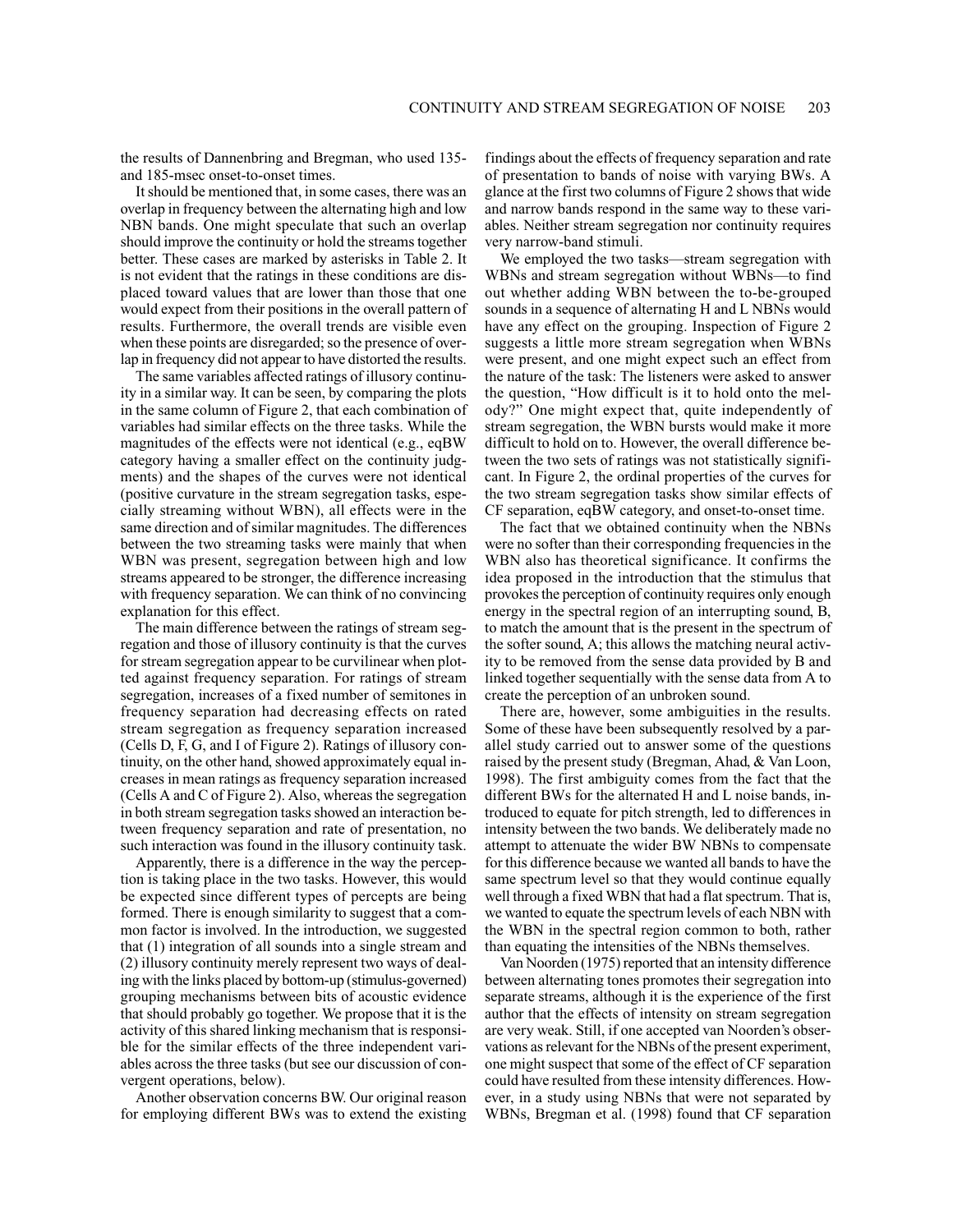the results of Dannenbring and Bregman, who used 135- and 185-msec onset-to-onset times.

It should be mentioned that, in some cases, there was an overlap in frequency between the alternating high and low NBN bands. One might speculate that such an overlap should improve the continuity or hold the streams together better. These cases are marked by asterisks in Table 2. It is not evident that the ratings in these conditions are displaced toward values that are lower than those that one would expect from their positions in the overall pattern of results. Furthermore, the overall trends are visible even when these points are disregarded; so the presence of overlap in frequency did not appear to have distorted the results.

The same variables affected ratings of illusory continuity in a similar way. It can be seen, by comparing the plots in the same column of Figure 2, that each combination of variables had similar effects on the three tasks. While the magnitudes of the effects were not identical (e.g., eqBW category having a smaller effect on the continuity judgments) and the shapes of the curves were not identical (positive curvature in the stream segregation tasks, especially streaming without WBN), all effects were in the same direction and of similar magnitudes. The differences between the two streaming tasks were mainly that when WBN was present, segregation between high and low streams appeared to be stronger, the difference increasing with frequency separation. We can think of no convincing explanation for this effect.

The main difference between the ratings of stream segregation and those of illusory continuity is that the curves for stream segregation appear to be curvilinear when plotted against frequency separation. For ratings of stream segregation, increases of a fixed number of semitones in frequency separation had decreasing effects on rated stream segregation as frequency separation increased (Cells D, F, G, and I of Figure 2). Ratings of illusory continuity, on the other hand, showed approximately equal increases in mean ratings as frequency separation increased (Cells A and C of Figure 2). Also, whereas the segregation in both stream segregation tasks showed an interaction between frequency separation and rate of presentation, no such interaction was found in the illusory continuity task.

Apparently, there is a difference in the way the perception is taking place in the two tasks. However, this would be expected since different types of percepts are being formed. There is enough similarity to suggest that a common factor is involved. In the introduction, we suggested that (1) integration of all sounds into a single stream and (2) illusory continuity merely represent two ways of dealing with the links placed by bottom-up (stimulus-governed) grouping mechanisms between bits of acoustic evidence that should probably go together. We propose that it is the activity of this shared linking mechanism that is responsible for the similar effects of the three independent variables across the three tasks (but see our discussion of convergent operations, below).

Another observation concerns BW. Our original reason for employing different BWs was to extend the existing findings about the effects of frequency separation and rate of presentation to bands of noise with varying BWs. A glance at the first two columns of Figure 2 shows that wide and narrow bands respond in the same way to these variables. Neither stream segregation nor continuity requires very narrow-band stimuli.

We employed the two tasks—stream segregation with WBNs and stream segregation without WBNs—to find out whether adding WBN between the to-be-grouped sounds in a sequence of alternating H and L NBNs would have any effect on the grouping. Inspection of Figure 2 suggests a little more stream segregation when WBNs were present, and one might expect such an effect from the nature of the task: The listeners were asked to answer the question, "How difficult is it to hold onto the melody?" One might expect that, quite independently of stream segregation, the WBN bursts would make it more difficult to hold on to. However, the overall difference between the two sets of ratings was not statistically significant. In Figure 2, the ordinal properties of the curves for the two stream segregation tasks show similar effects of CF separation, eqBW category, and onset-to-onset time.

The fact that we obtained continuity when the NBNs were no softer than their corresponding frequencies in the WBN also has theoretical significance. It confirms the idea proposed in the introduction that the stimulus that provokes the perception of continuity requires only enough energy in the spectral region of an interrupting sound, B, to match the amount that is the present in the spectrum of the softer sound, A; this allows the matching neural activity to be removed from the sense data provided by B and linked together sequentially with the sense data from A to create the perception of an unbroken sound.

There are, however, some ambiguities in the results. Some of these have been subsequently resolved by a parallel study carried out to answer some of the questions raised by the present study (Bregman, Ahad, & Van Loon, 1998). The first ambiguity comes from the fact that the different BWs for the alternated H and L noise bands, introduced to equate for pitch strength, led to differences in intensity between the two bands. We deliberately made no attempt to attenuate the wider BW NBNs to compensate for this difference because we wanted all bands to have the same spectrum level so that they would continue equally well through a fixed WBN that had a flat spectrum. That is, we wanted to equate the spectrum levels of each NBN with the WBN in the spectral region common to both, rather than equating the intensities of the NBNs themselves.

Van Noorden (1975) reported that an intensity difference between alternating tones promotes their segregation into separate streams, although it is the experience of the first author that the effects of intensity on stream segregation are very weak. Still, if one accepted van Noorden's observations as relevant for the NBNs of the present experiment, one might suspect that some of the effect of CF separation could have resulted from these intensity differences. However, in a study using NBNs that were not separated by WBNs, Bregman et al. (1998) found that CF separation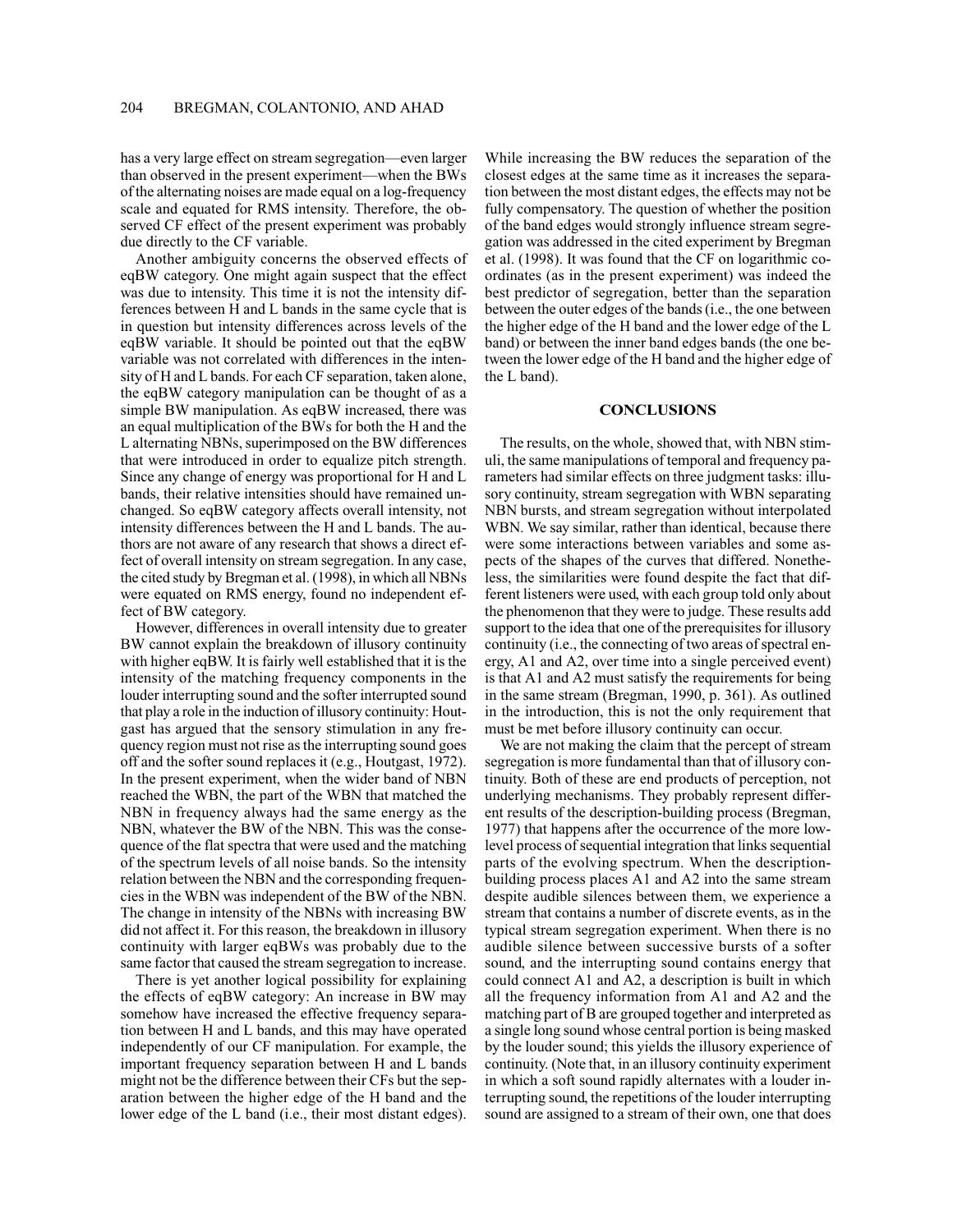has a very large effect on stream segregation—even larger than observed in the present experiment—when the BWs of the alternating noises are made equal on a log-frequency scale and equated for RMS intensity. Therefore, the observed CF effect of the present experiment was probably due directly to the CF variable.

Another ambiguity concerns the observed effects of eqBW category. One might again suspect that the effect was due to intensity. This time it is not the intensity differences between H and L bands in the same cycle that is in question but intensity differences across levels of the eqBW variable. It should be pointed out that the eqBW variable was not correlated with differences in the intensity of H and L bands. For each CF separation, taken alone, the eqBW category manipulation can be thought of as a simple BW manipulation. As eqBW increased, there was an equal multiplication of the BWs for both the H and the L alternating NBNs, superimposed on the BW differences that were introduced in order to equalize pitch strength. Since any change of energy was proportional for H and L bands, their relative intensities should have remained unchanged. So eqBW category affects overall intensity, not intensity differences between the H and L bands. The authors are not aware of any research that shows a direct effect of overall intensity on stream segregation. In any case, the cited study by Bregman et al. (1998), in which all NBNs were equated on RMS energy, found no independent effect of BW category.

However, differences in overall intensity due to greater BW cannot explain the breakdown of illusory continuity with higher eqBW. It is fairly well established that it is the intensity of the matching frequency components in the louder interrupting sound and the softer interrupted sound that play a role in the induction of illusory continuity: Houtgast has argued that the sensory stimulation in any frequency region must not rise as the interrupting sound goes off and the softer sound replaces it (e.g., Houtgast, 1972). In the present experiment, when the wider band of NBN reached the WBN, the part of the WBN that matched the NBN in frequency always had the same energy as the NBN, whatever the BW of the NBN. This was the consequence of the flat spectra that were used and the matching of the spectrum levels of all noise bands. So the intensity relation between the NBN and the corresponding frequencies in the WBN was independent of the BW of the NBN. The change in intensity of the NBNs with increasing BW did not affect it. For this reason, the breakdown in illusory continuity with larger eqBWs was probably due to the same factor that caused the stream segregation to increase.

There is yet another logical possibility for explaining the effects of eqBW category: An increase in BW may somehow have increased the effective frequency separation between H and L bands, and this may have operated independently of our CF manipulation. For example, the important frequency separation between H and L bands might not be the difference between their CFs but the separation between the higher edge of the H band and the lower edge of the L band (i.e., their most distant edges). While increasing the BW reduces the separation of the closest edges at the same time as it increases the separation between the most distant edges, the effects may not be fully compensatory. The question of whether the position of the band edges would strongly influence stream segregation was addressed in the cited experiment by Bregman et al. (1998). It was found that the CF on logarithmic coordinates (as in the present experiment) was indeed the best predictor of segregation, better than the separation between the outer edges of the bands (i.e., the one between the higher edge of the H band and the lower edge of the L band) or between the inner band edges bands (the one between the lower edge of the H band and the higher edge of the L band).

## CONCLUSIONS

The results, on the whole, showed that, with NBN stimuli, the same manipulations of temporal and frequency parameters had similar effects on three judgment tasks: illusory continuity, stream segregation with WBN separating NBN bursts, and stream segregation without interpolated WBN. We say similar, rather than identical, because there were some interactions between variables and some aspects of the shapes of the curves that differed. Nonetheless, the similarities were found despite the fact that different listeners were used, with each group told only about the phenomenon that they were to judge. These results add support to the idea that one of the prerequisites for illusory continuity (i.e., the connecting of two areas of spectral energy, A1 and A2, over time into a single perceived event) is that A1 and A2 must satisfy the requirements for being in the same stream (Bregman, 1990, p. 361). As outlined in the introduction, this is not the only requirement that must be met before illusory continuity can occur.

We are not making the claim that the percept of stream segregation is more fundamental than that of illusory continuity. Both of these are end products of perception, not underlying mechanisms. They probably represent different results of the description-building process (Bregman, 1977) that happens after the occurrence of the more low-level process of sequential integration that links sequential parts of the evolving spectrum. When the description-building process places A1 and A2 into the same stream despite audible silences between them, we experience a stream that contains a number of discrete events, as in the typical stream segregation experiment. When there is no audible silence between successive bursts of a softer sound, and the interrupting sound contains energy that could connect A1 and A2, a description is built in which all the frequency information from A1 and A2 and the matching part of B are grouped together and interpreted as a single long sound whose central portion is being masked by the louder sound; this yields the illusory experience of continuity. (Note that, in an illusory continuity experiment in which a soft sound rapidly alternates with a louder interrupting sound, the repetitions of the louder interrupting sound are assigned to a stream of their own, one that does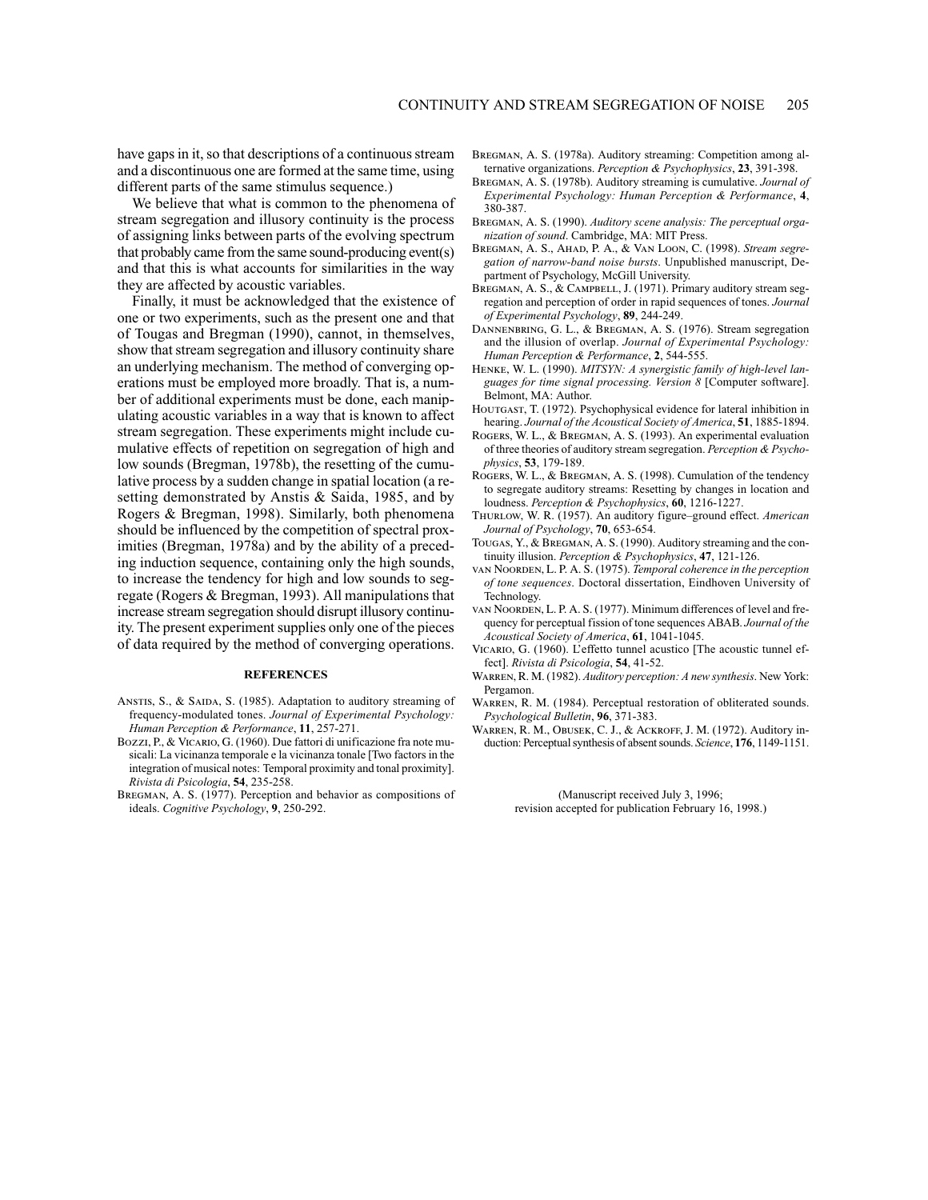have gaps in it, so that descriptions of a continuous stream and a discontinuous one are formed at the same time, using different parts of the same stimulus sequence.)

We believe that what is common to the phenomena of stream segregation and illusory continuity is the process of assigning links between parts of the evolving spectrum that probably came from the same sound-producing event(s) and that this is what accounts for similarities in the way they are affected by acoustic variables.

Finally, it must be acknowledged that the existence of one or two experiments, such as the present one and that of Tougas and Bregman (1990), cannot, in themselves, show that stream segregation and illusory continuity share an underlying mechanism. The method of converging operations must be employed more broadly. That is, a number of additional experiments must be done, each manipulating acoustic variables in a way that is known to affect stream segregation. These experiments might include cumulative effects of repetition on segregation of high and low sounds (Bregman, 1978b), the resetting of the cumulative process by a sudden change in spatial location (a resetting demonstrated by Anstis & Saida, 1985, and by Rogers & Bregman, 1998). Similarly, both phenomena should be influenced by the competition of spectral proximities (Bregman, 1978a) and by the ability of a preceding induction sequence, containing only the high sounds, to increase the tendency for high and low sounds to segregate (Rogers & Bregman, 1993). All manipulations that increase stream segregation should disrupt illusory continuity. The present experiment supplies only one of the pieces of data required by the method of converging operations.

## REFERENCES

Anstis, S., & Saida, S. (1985). Adaptation to auditory streaming of frequency-modulated tones. *Journal of Experimental Psychology: Human Perception & Performance*, **11**, 257-271.

Bozzi, P., & Vicario, G. (1960). Due fattori di unificazione fra note musicali: La vicinanza temporale e la vicinanza tonale [Two factors in the integration of musical notes: Temporal proximity and tonal proximity]. *Rivista di Psicologia*, **54**, 235-258.

Bregman, A. S. (1977). Perception and behavior as compositions of ideals. *Cognitive Psychology*, **9**, 250-292.

Bregman, A. S. (1978a). Auditory streaming: Competition among alternative organizations. *Perception & Psychophysics*, **23**, 391-398.

Bregman, A. S. (1978b). Auditory streaming is cumulative. *Journal of Experimental Psychology: Human Perception & Performance*, **4**, 380-387.

Bregman, A. S. (1990). *Auditory scene analysis: The perceptual organization of sound*. Cambridge, MA: MIT Press.

Bregman, A. S., Ahad, P. A., & Van Loon, C. (1998). *Stream segregation of narrow-band noise bursts*. Unpublished manuscript, Department of Psychology, McGill University.

Bregman, A. S., & Campbell, J. (1971). Primary auditory stream segregation and perception of order in rapid sequences of tones. *Journal of Experimental Psychology*, **89**, 244-249.

Dannenbring, G. L., & Bregman, A. S. (1976). Stream segregation and the illusion of overlap. *Journal of Experimental Psychology: Human Perception & Performance*, **2**, 544-555.

Henke, W. L. (1990). *MITSYN: A synergistic family of high-level languages for time signal processing. Version 8* [Computer software]. Belmont, MA: Author.

Houtgast, T. (1972). Psychophysical evidence for lateral inhibition in hearing. *Journal of the Acoustical Society of America*, **51**, 1885-1894.

Rogers, W. L., & Bregman, A. S. (1993). An experimental evaluation of three theories of auditory stream segregation. *Perception & Psychophysics*, **53**, 179-189.

Rogers, W. L., & Bregman, A. S. (1998). Cumulation of the tendency to segregate auditory streams: Resetting by changes in location and loudness. *Perception & Psychophysics*, **60**, 1216-1227.

Thurlow, W. R. (1957). An auditory figure–ground effect. *American Journal of Psychology*, **70**, 653-654.

Tougas, Y., & Bregman, A. S. (1990). Auditory streaming and the continuity illusion. *Perception & Psychophysics*, **47**, 121-126.

van Noorden, L. P. A. S. (1975). *Temporal coherence in the perception of tone sequences*. Doctoral dissertation, Eindhoven University of Technology.

van Noorden, L. P. A. S. (1977). Minimum differences of level and frequency for perceptual fission of tone sequences ABAB. *Journal of the Acoustical Society of America*, **61**, 1041-1045.

Vicario, G. (1960). L'effetto tunnel acustico [The acoustic tunnel effect]. *Rivista di Psicologia*, **54**, 41-52.

Warren, R. M. (1982). *Auditory perception: A new synthesis*. New York: Pergamon.

Warren, R. M. (1984). Perceptual restoration of obliterated sounds. *Psychological Bulletin*, **96**, 371-383.

Warren, R. M., Obusek, C. J., & Ackroff, J. M. (1972). Auditory induction: Perceptual synthesis of absent sounds. *Science*, **176**, 1149-1151.

(Manuscript received July 3, 1996;
revision accepted for publication February 16, 1998.)